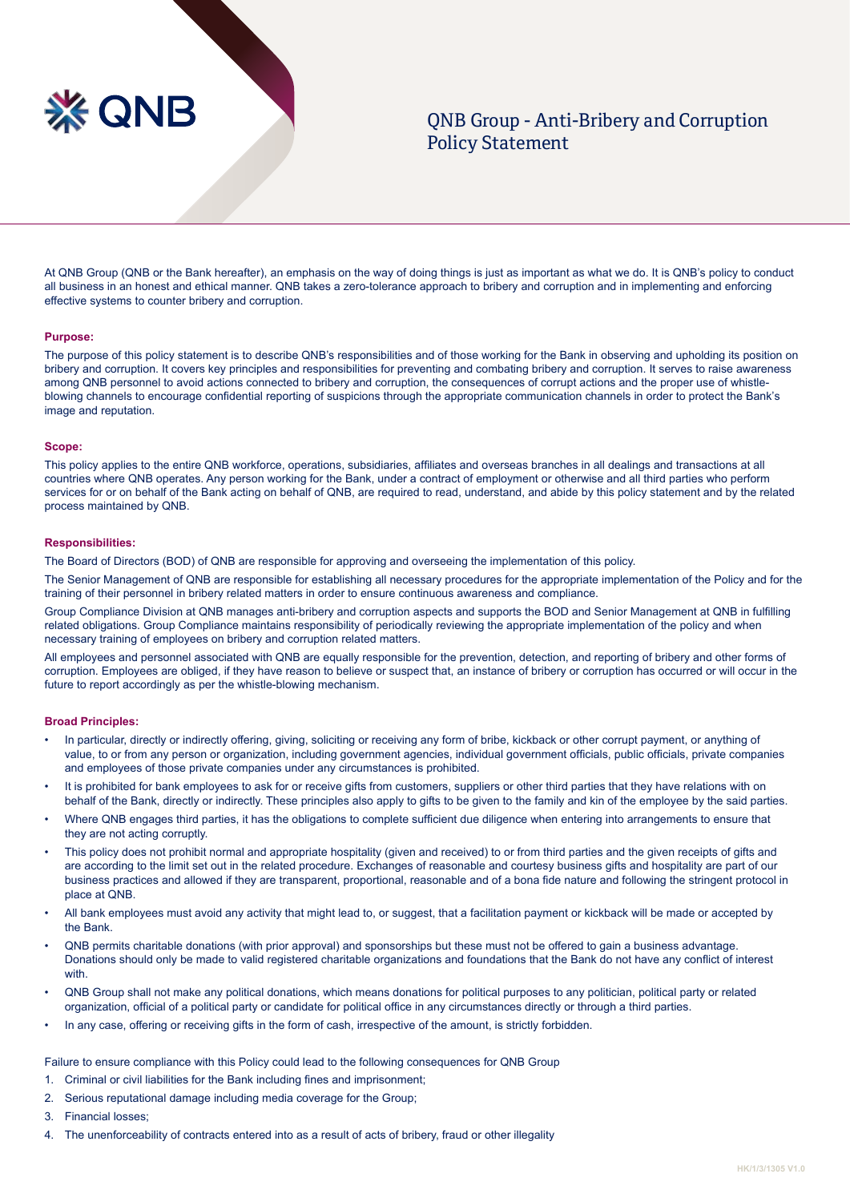# QNB Group - Anti-Bribery and Corruption Policy Statement

At QNB Group (QNB or the Bank hereafter), an emphasis on the way of doing things is just as important as what we do. It is QNB's policy to conduct all business in an honest and ethical manner. QNB takes a zero-tolerance approach to bribery and corruption and in implementing and enforcing effective systems to counter bribery and corruption.

**Purpose:**

The purpose of this policy statement is to describe QNB's responsibilities and of those working for the Bank in observing and upholding its position on bribery and corruption. It covers key principles and responsibilities for preventing and combating bribery and corruption. It serves to raise awareness among QNB personnel to avoid actions connected to bribery and corruption, the consequences of corrupt actions and the proper use of whistle-blowing channels to encourage confidential reporting of suspicions through the appropriate communication channels in order to protect the Bank's image and reputation.

**Scope:**

This policy applies to the entire QNB workforce, operations, subsidiaries, affiliates and overseas branches in all dealings and transactions at all countries where QNB operates. Any person working for the Bank, under a contract of employment or otherwise and all third parties who perform services for or on behalf of the Bank acting on behalf of QNB, are required to read, understand, and abide by this policy statement and by the related process maintained by QNB.

**Responsibilities:**

The Board of Directors (BOD) of QNB are responsible for approving and overseeing the implementation of this policy.

The Senior Management of QNB are responsible for establishing all necessary procedures for the appropriate implementation of the Policy and for the training of their personnel in bribery related matters in order to ensure continuous awareness and compliance.

Group Compliance Division at QNB manages anti-bribery and corruption aspects and supports the BOD and Senior Management at QNB in fulfilling related obligations. Group Compliance maintains responsibility of periodically reviewing the appropriate implementation of the policy and when necessary training of employees on bribery and corruption related matters.

All employees and personnel associated with QNB are equally responsible for the prevention, detection, and reporting of bribery and other forms of corruption. Employees are obliged, if they have reason to believe or suspect that, an instance of bribery or corruption has occurred or will occur in the future to report accordingly as per the whistle-blowing mechanism.

**Broad Principles:**

- In particular, directly or indirectly offering, giving, soliciting or receiving any form of bribe, kickback or other corrupt payment, or anything of value, to or from any person or organization, including government agencies, individual government officials, public officials, private companies and employees of those private companies under any circumstances is prohibited.
- It is prohibited for bank employees to ask for or receive gifts from customers, suppliers or other third parties that they have relations with on behalf of the Bank, directly or indirectly. These principles also apply to gifts to be given to the family and kin of the employee by the said parties.
- Where QNB engages third parties, it has the obligations to complete sufficient due diligence when entering into arrangements to ensure that they are not acting corruptly.
- This policy does not prohibit normal and appropriate hospitality (given and received) to or from third parties and the given receipts of gifts and are according to the limit set out in the related procedure. Exchanges of reasonable and courtesy business gifts and hospitality are part of our business practices and allowed if they are transparent, proportional, reasonable and of a bona fide nature and following the stringent protocol in place at QNB.
- All bank employees must avoid any activity that might lead to, or suggest, that a facilitation payment or kickback will be made or accepted by the Bank.
- QNB permits charitable donations (with prior approval) and sponsorships but these must not be offered to gain a business advantage. Donations should only be made to valid registered charitable organizations and foundations that the Bank do not have any conflict of interest with.
- QNB Group shall not make any political donations, which means donations for political purposes to any politician, political party or related organization, official of a political party or candidate for political office in any circumstances directly or through a third parties.
- In any case, offering or receiving gifts in the form of cash, irrespective of the amount, is strictly forbidden.

Failure to ensure compliance with this Policy could lead to the following consequences for QNB Group

1. Criminal or civil liabilities for the Bank including fines and imprisonment;
2. Serious reputational damage including media coverage for the Group;
3. Financial losses;
4. The unenforceability of contracts entered into as a result of acts of bribery, fraud or other illegality

HK/1/3/1305 V1.0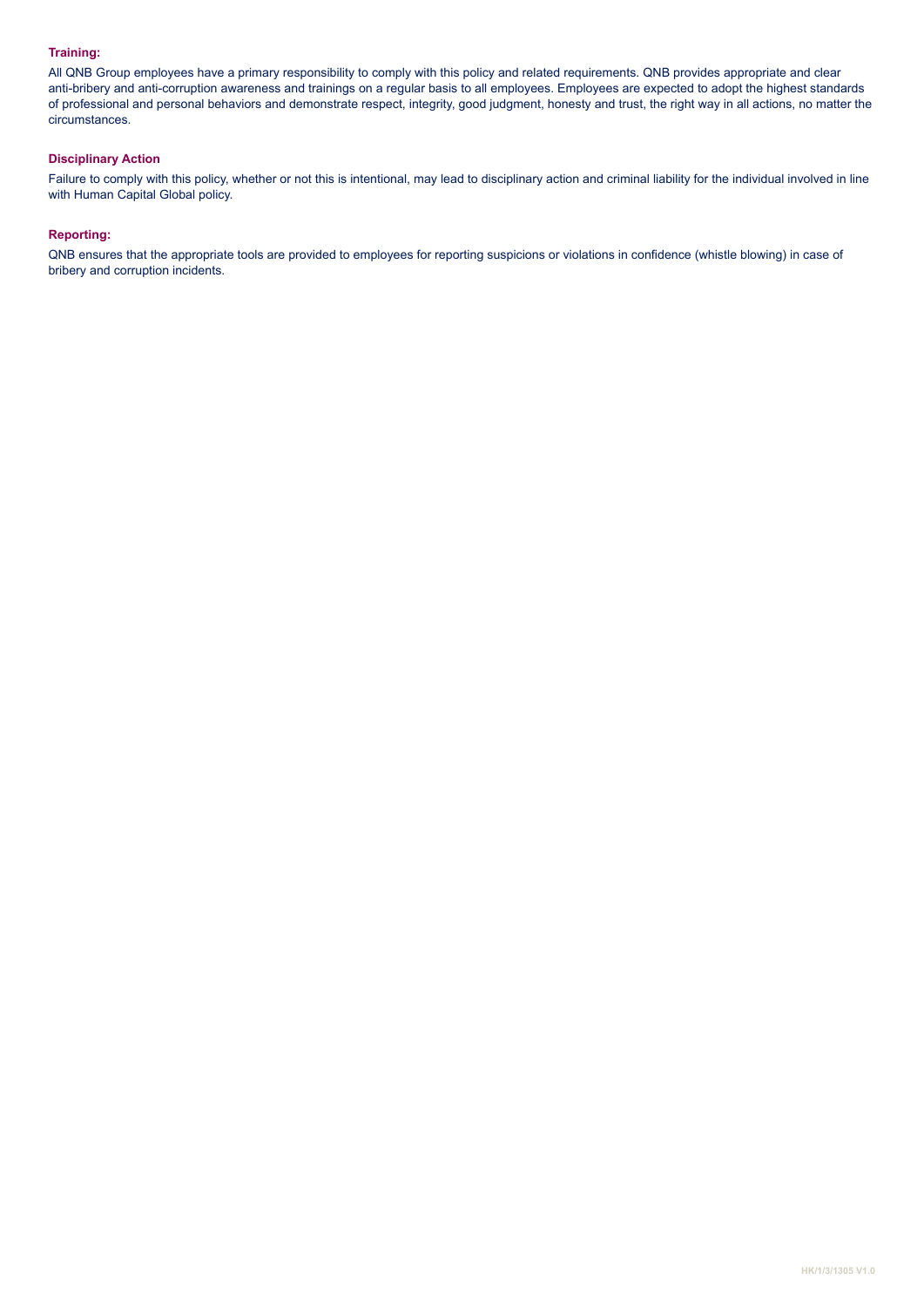**Training:**

All QNB Group employees have a primary responsibility to comply with this policy and related requirements. QNB provides appropriate and clear anti-bribery and anti-corruption awareness and trainings on a regular basis to all employees. Employees are expected to adopt the highest standards of professional and personal behaviors and demonstrate respect, integrity, good judgment, honesty and trust, the right way in all actions, no matter the circumstances.

**Disciplinary Action**

Failure to comply with this policy, whether or not this is intentional, may lead to disciplinary action and criminal liability for the individual involved in line with Human Capital Global policy.

**Reporting:**

QNB ensures that the appropriate tools are provided to employees for reporting suspicions or violations in confidence (whistle blowing) in case of bribery and corruption incidents.

HK/1/3/1305 V1.0